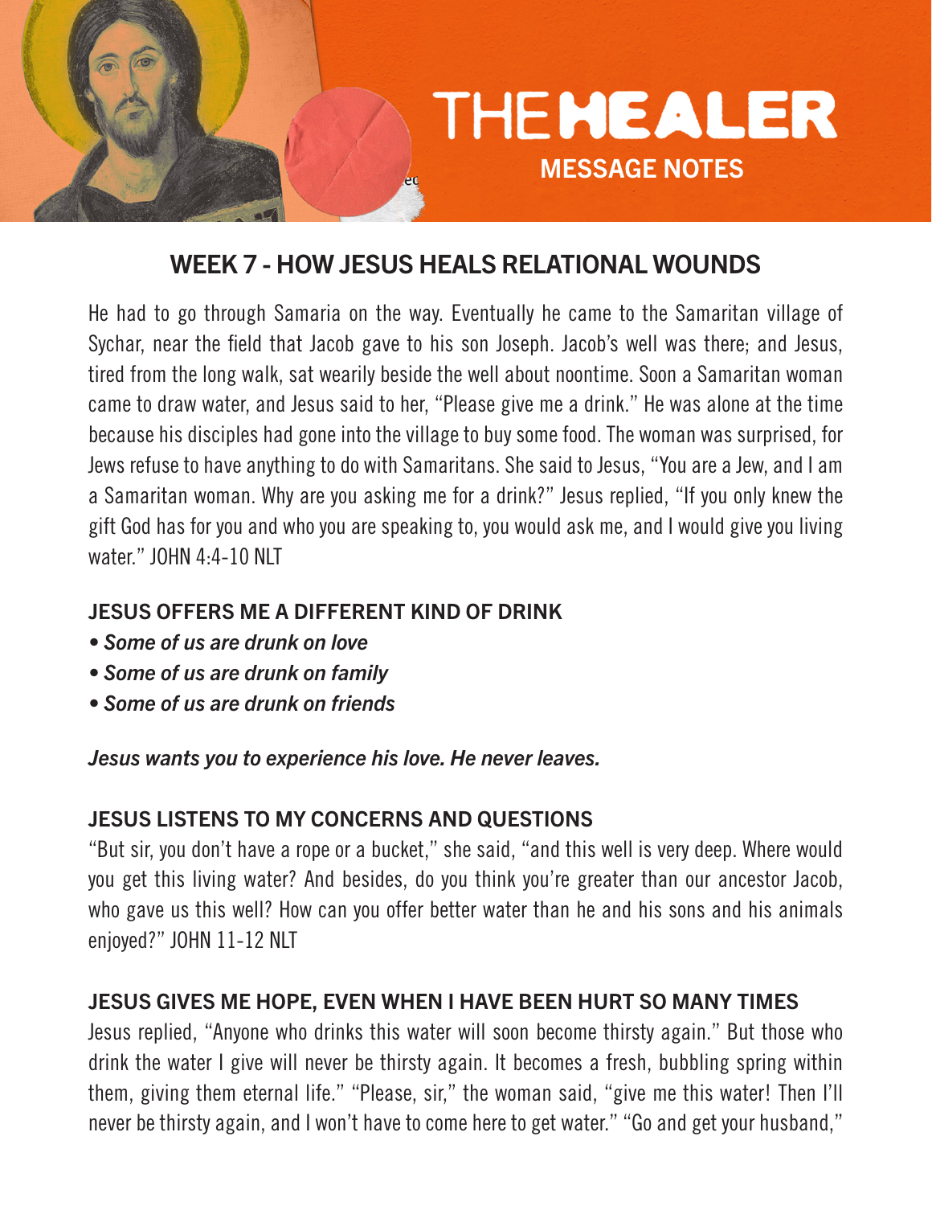# THE HEALER

## MESSAGE NOTES

## WEEK 7 - HOW JESUS HEALS RELATIONAL WOUNDS

He had to go through Samaria on the way. Eventually he came to the Samaritan village of Sychar, near the field that Jacob gave to his son Joseph. Jacob's well was there; and Jesus, tired from the long walk, sat wearily beside the well about noontime. Soon a Samaritan woman came to draw water, and Jesus said to her, "Please give me a drink." He was alone at the time because his disciples had gone into the village to buy some food. The woman was surprised, for Jews refuse to have anything to do with Samaritans. She said to Jesus, "You are a Jew, and I am a Samaritan woman. Why are you asking me for a drink?" Jesus replied, "If you only knew the gift God has for you and who you are speaking to, you would ask me, and I would give you living water." JOHN 4:4-10 NLT

### JESUS OFFERS ME A DIFFERENT KIND OF DRINK

- ***Some of us are drunk on love***
- ***Some of us are drunk on family***
- ***Some of us are drunk on friends***

***Jesus wants you to experience his love. He never leaves.***

### JESUS LISTENS TO MY CONCERNS AND QUESTIONS

"But sir, you don't have a rope or a bucket," she said, "and this well is very deep. Where would you get this living water? And besides, do you think you're greater than our ancestor Jacob, who gave us this well? How can you offer better water than he and his sons and his animals enjoyed?" JOHN 11-12 NLT

### JESUS GIVES ME HOPE, EVEN WHEN I HAVE BEEN HURT SO MANY TIMES

Jesus replied, "Anyone who drinks this water will soon become thirsty again." But those who drink the water I give will never be thirsty again. It becomes a fresh, bubbling spring within them, giving them eternal life." "Please, sir," the woman said, "give me this water! Then I'll never be thirsty again, and I won't have to come here to get water." "Go and get your husband,"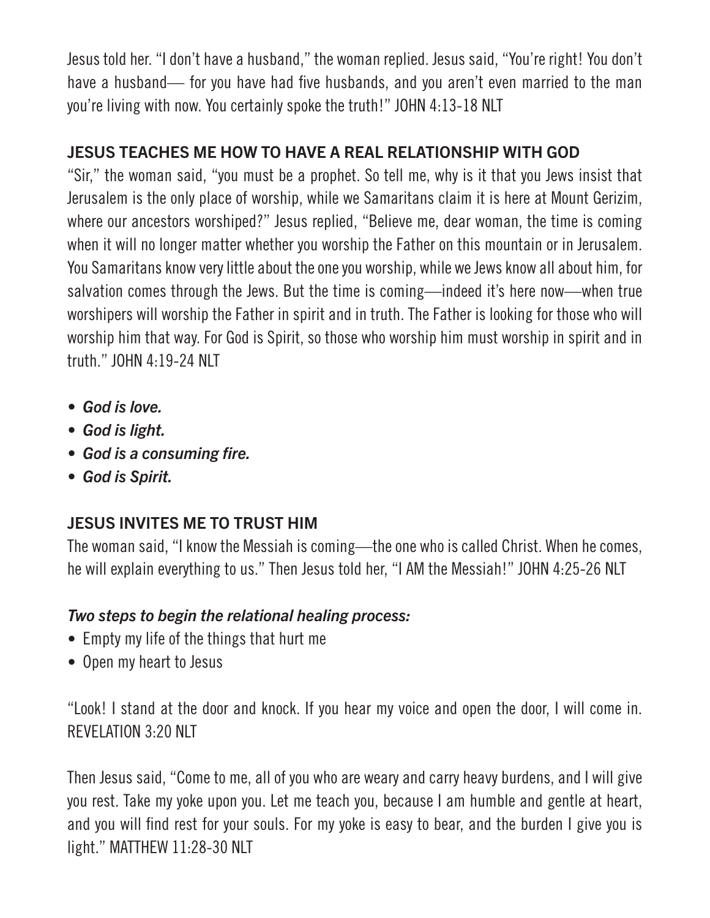Jesus told her. "I don't have a husband," the woman replied. Jesus said, "You're right! You don't have a husband— for you have had five husbands, and you aren't even married to the man you're living with now. You certainly spoke the truth!" JOHN 4:13-18 NLT

### JESUS TEACHES ME HOW TO HAVE A REAL RELATIONSHIP WITH GOD

"Sir," the woman said, "you must be a prophet. So tell me, why is it that you Jews insist that Jerusalem is the only place of worship, while we Samaritans claim it is here at Mount Gerizim, where our ancestors worshiped?" Jesus replied, "Believe me, dear woman, the time is coming when it will no longer matter whether you worship the Father on this mountain or in Jerusalem. You Samaritans know very little about the one you worship, while we Jews know all about him, for salvation comes through the Jews. But the time is coming—indeed it's here now—when true worshipers will worship the Father in spirit and in truth. The Father is looking for those who will worship him that way. For God is Spirit, so those who worship him must worship in spirit and in truth." JOHN 4:19-24 NLT

- ***God is love.***
- ***God is light.***
- ***God is a consuming fire.***
- ***God is Spirit.***

### JESUS INVITES ME TO TRUST HIM

The woman said, "I know the Messiah is coming—the one who is called Christ. When he comes, he will explain everything to us." Then Jesus told her, "I AM the Messiah!" JOHN 4:25-26 NLT

***Two steps to begin the relational healing process:***

- Empty my life of the things that hurt me
- Open my heart to Jesus

"Look! I stand at the door and knock. If you hear my voice and open the door, I will come in. REVELATION 3:20 NLT

Then Jesus said, "Come to me, all of you who are weary and carry heavy burdens, and I will give you rest. Take my yoke upon you. Let me teach you, because I am humble and gentle at heart, and you will find rest for your souls. For my yoke is easy to bear, and the burden I give you is light." MATTHEW 11:28-30 NLT